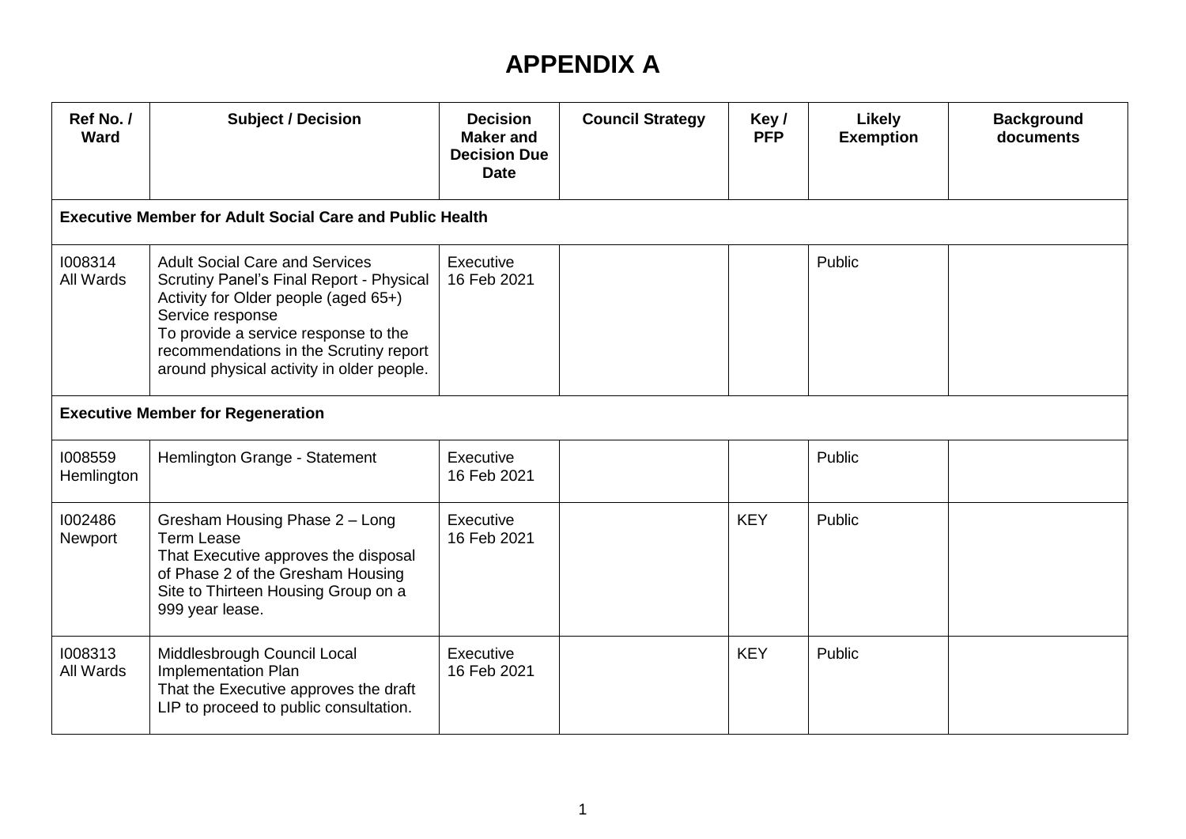# APPENDIX A

| Ref No. / Ward | Subject / Decision | Decision Maker and Decision Due Date | Council Strategy | Key / PFP | Likely Exemption | Background documents |
|---|---|---|---|---|---|---|
| **Executive Member for Adult Social Care and Public Health** | | | | | | |
| I008314 All Wards | Adult Social Care and Services Scrutiny Panel's Final Report - Physical Activity for Older people (aged 65+) Service response<br>To provide a service response to the recommendations in the Scrutiny report around physical activity in older people. | Executive 16 Feb 2021 | | | Public | |
| **Executive Member for Regeneration** | | | | | | |
| I008559 Hemlington | Hemlington Grange - Statement | Executive 16 Feb 2021 | | | Public | |
| I002486 Newport | Gresham Housing Phase 2 – Long Term Lease<br>That Executive approves the disposal of Phase 2 of the Gresham Housing Site to Thirteen Housing Group on a 999 year lease. | Executive 16 Feb 2021 | | KEY | Public | |
| I008313 All Wards | Middlesbrough Council Local Implementation Plan<br>That the Executive approves the draft LIP to proceed to public consultation. | Executive 16 Feb 2021 | | KEY | Public | |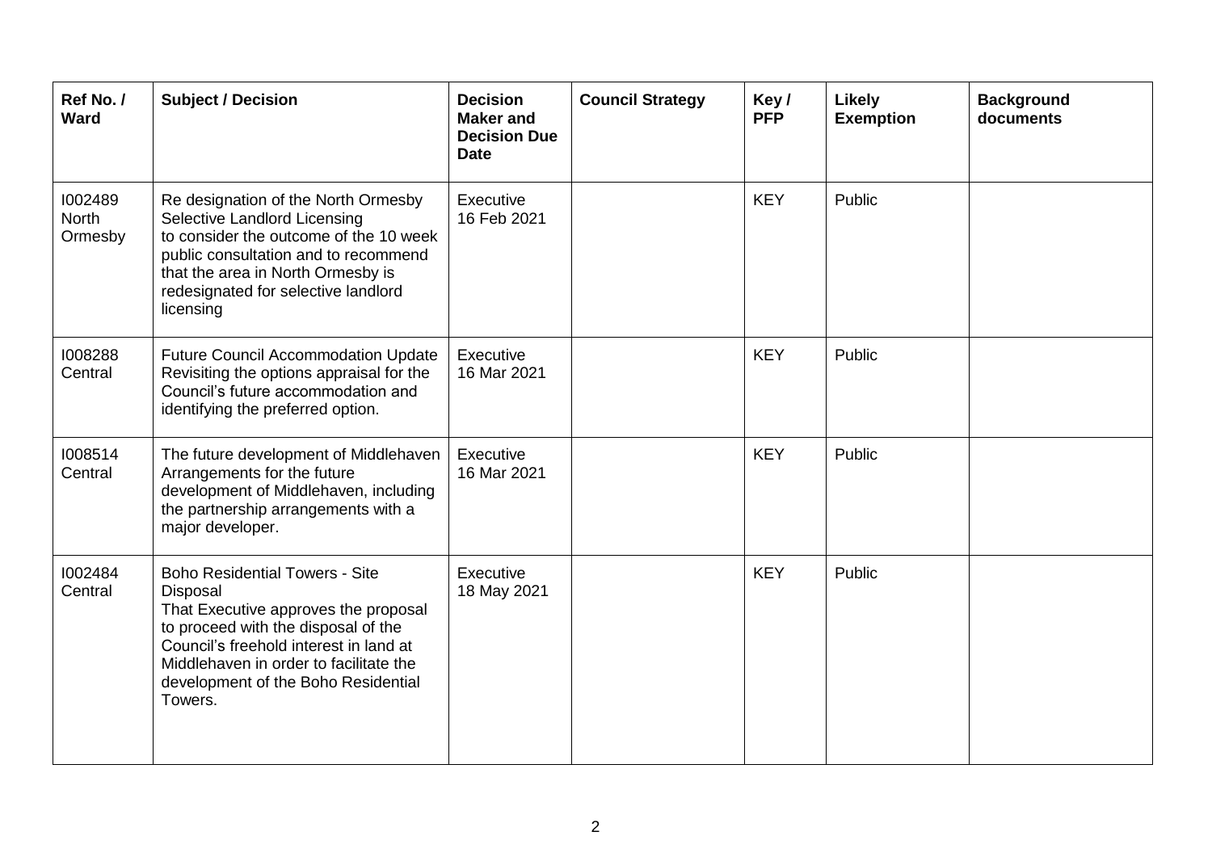| Ref No. / Ward | Subject / Decision | Decision Maker and Decision Due Date | Council Strategy | Key / PFP | Likely Exemption | Background documents |
|---|---|---|---|---|---|---|
| I002489 North Ormesby | Re designation of the North Ormesby Selective Landlord Licensing to consider the outcome of the 10 week public consultation and to recommend that the area in North Ormesby is redesignated for selective landlord licensing | Executive 16 Feb 2021 | | KEY | Public | |
| I008288 Central | Future Council Accommodation Update Revisiting the options appraisal for the Council's future accommodation and identifying the preferred option. | Executive 16 Mar 2021 | | KEY | Public | |
| I008514 Central | The future development of Middlehaven Arrangements for the future development of Middlehaven, including the partnership arrangements with a major developer. | Executive 16 Mar 2021 | | KEY | Public | |
| I002484 Central | Boho Residential Towers - Site Disposal That Executive approves the proposal to proceed with the disposal of the Council's freehold interest in land at Middlehaven in order to facilitate the development of the Boho Residential Towers. | Executive 18 May 2021 | | KEY | Public | |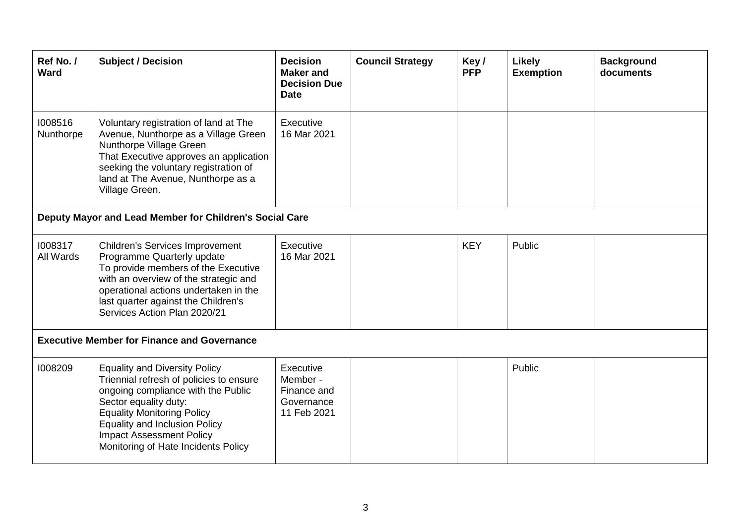| Ref No. / Ward | Subject / Decision | Decision Maker and Decision Due Date | Council Strategy | Key / PFP | Likely Exemption | Background documents |
|---|---|---|---|---|---|---|
| I008516 Nunthorpe | Voluntary registration of land at The Avenue, Nunthorpe as a Village Green Nunthorpe Village Green That Executive approves an application seeking the voluntary registration of land at The Avenue, Nunthorpe as a Village Green. | Executive 16 Mar 2021 | | | | |
| **Deputy Mayor and Lead Member for Children's Social Care** | | | | | | |
| I008317 All Wards | Children's Services Improvement Programme Quarterly update To provide members of the Executive with an overview of the strategic and operational actions undertaken in the last quarter against the Children's Services Action Plan 2020/21 | Executive 16 Mar 2021 | | KEY | Public | |
| **Executive Member for Finance and Governance** | | | | | | |
| I008209 | Equality and Diversity Policy Triennial refresh of policies to ensure ongoing compliance with the Public Sector equality duty: Equality Monitoring Policy Equality and Inclusion Policy Impact Assessment Policy Monitoring of Hate Incidents Policy | Executive Member - Finance and Governance 11 Feb 2021 | | | Public | |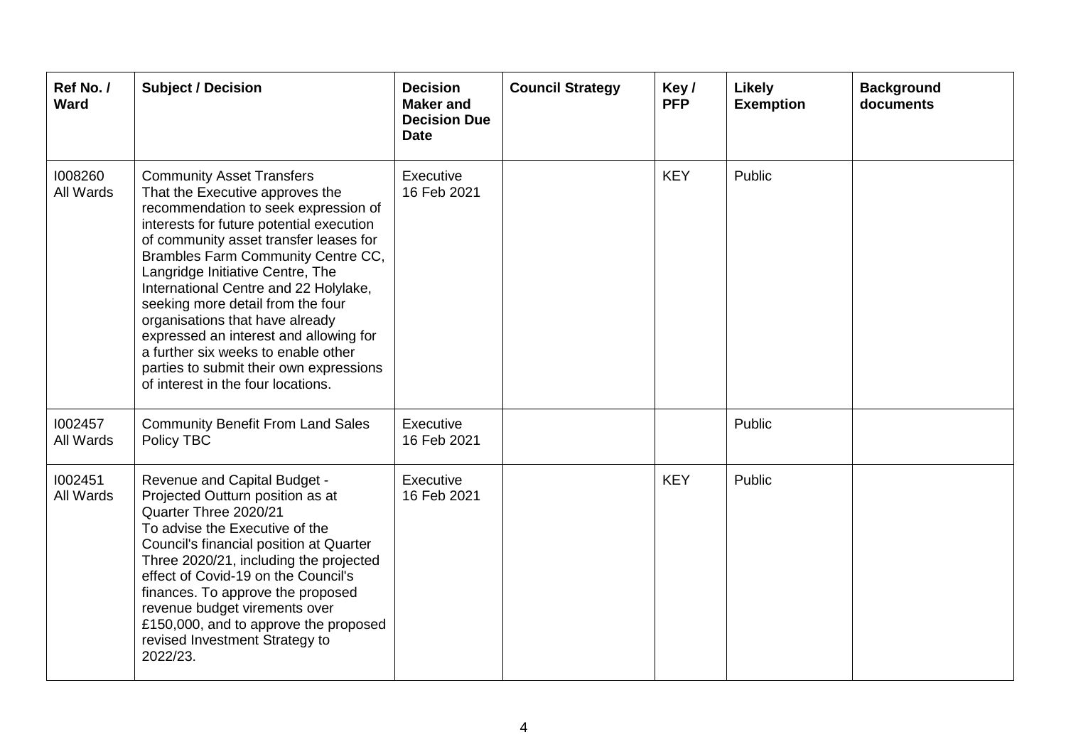| Ref No. / Ward | Subject / Decision | Decision Maker and Decision Due Date | Council Strategy | Key / PFP | Likely Exemption | Background documents |
|---|---|---|---|---|---|---|
| I008260 All Wards | Community Asset Transfers That the Executive approves the recommendation to seek expression of interests for future potential execution of community asset transfer leases for Brambles Farm Community Centre CC, Langridge Initiative Centre, The International Centre and 22 Holylake, seeking more detail from the four organisations that have already expressed an interest and allowing for a further six weeks to enable other parties to submit their own expressions of interest in the four locations. | Executive 16 Feb 2021 | | KEY | Public | |
| I002457 All Wards | Community Benefit From Land Sales Policy TBC | Executive 16 Feb 2021 | | | Public | |
| I002451 All Wards | Revenue and Capital Budget - Projected Outturn position as at Quarter Three 2020/21 To advise the Executive of the Council's financial position at Quarter Three 2020/21, including the projected effect of Covid-19 on the Council's finances. To approve the proposed revenue budget virements over £150,000, and to approve the proposed revised Investment Strategy to 2022/23. | Executive 16 Feb 2021 | | KEY | Public | |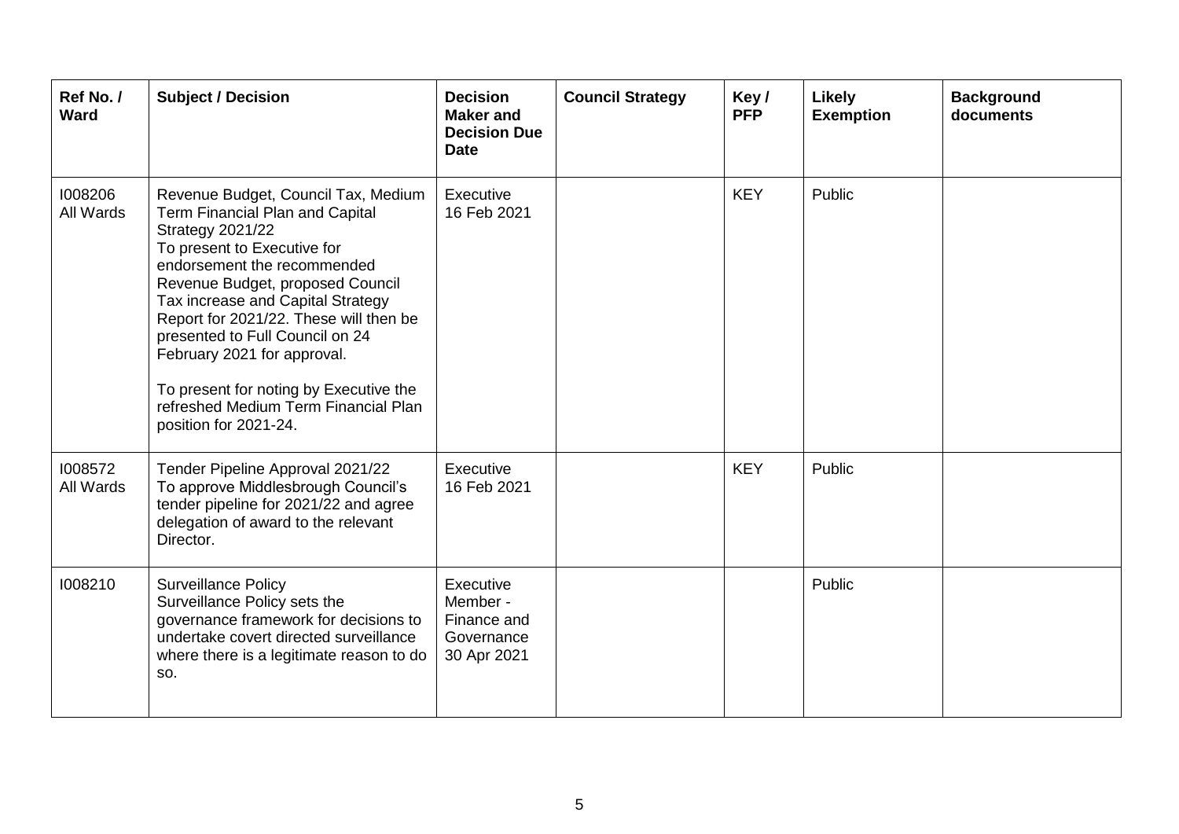| Ref No. / Ward | Subject / Decision | Decision Maker and Decision Due Date | Council Strategy | Key / PFP | Likely Exemption | Background documents |
| --- | --- | --- | --- | --- | --- | --- |
| I008206<br>All Wards | Revenue Budget, Council Tax, Medium Term Financial Plan and Capital Strategy 2021/22<br>To present to Executive for endorsement the recommended Revenue Budget, proposed Council Tax increase and Capital Strategy Report for 2021/22. These will then be presented to Full Council on 24 February 2021 for approval.<br><br>To present for noting by Executive the refreshed Medium Term Financial Plan position for 2021-24. | Executive<br>16 Feb 2021 | | KEY | Public | |
| I008572<br>All Wards | Tender Pipeline Approval 2021/22<br>To approve Middlesbrough Council's tender pipeline for 2021/22 and agree delegation of award to the relevant Director. | Executive<br>16 Feb 2021 | | KEY | Public | |
| I008210 | Surveillance Policy<br>Surveillance Policy sets the governance framework for decisions to undertake covert directed surveillance where there is a legitimate reason to do so. | Executive Member - Finance and Governance<br>30 Apr 2021 | | | Public | |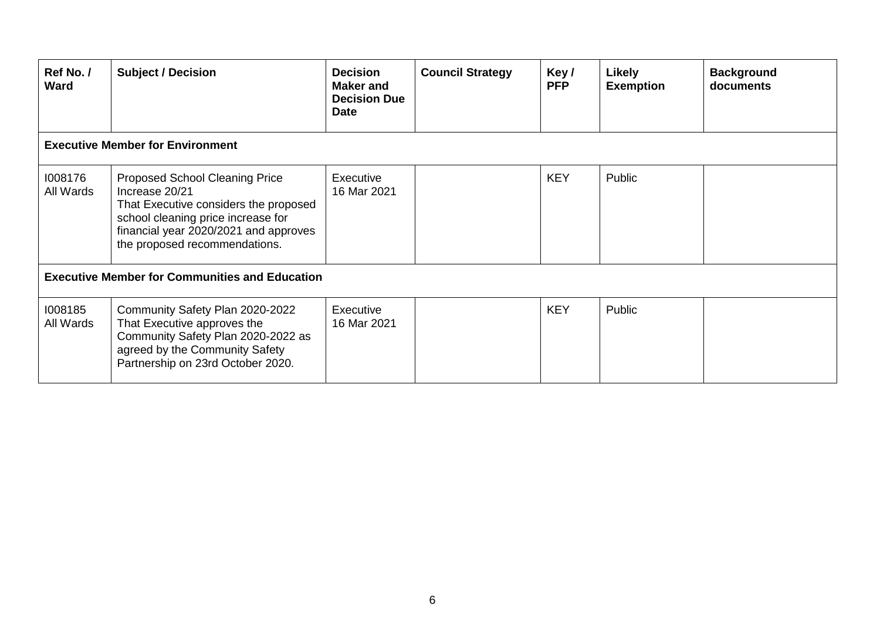| Ref No. / Ward | Subject / Decision | Decision Maker and Decision Due Date | Council Strategy | Key / PFP | Likely Exemption | Background documents |
|---|---|---|---|---|---|---|
| **Executive Member for Environment** | | | | | | |
| I008176 All Wards | Proposed School Cleaning Price Increase 20/21 That Executive considers the proposed school cleaning price increase for financial year 2020/2021 and approves the proposed recommendations. | Executive 16 Mar 2021 | | KEY | Public | |
| **Executive Member for Communities and Education** | | | | | | |
| I008185 All Wards | Community Safety Plan 2020-2022 That Executive approves the Community Safety Plan 2020-2022 as agreed by the Community Safety Partnership on 23rd October 2020. | Executive 16 Mar 2021 | | KEY | Public | |